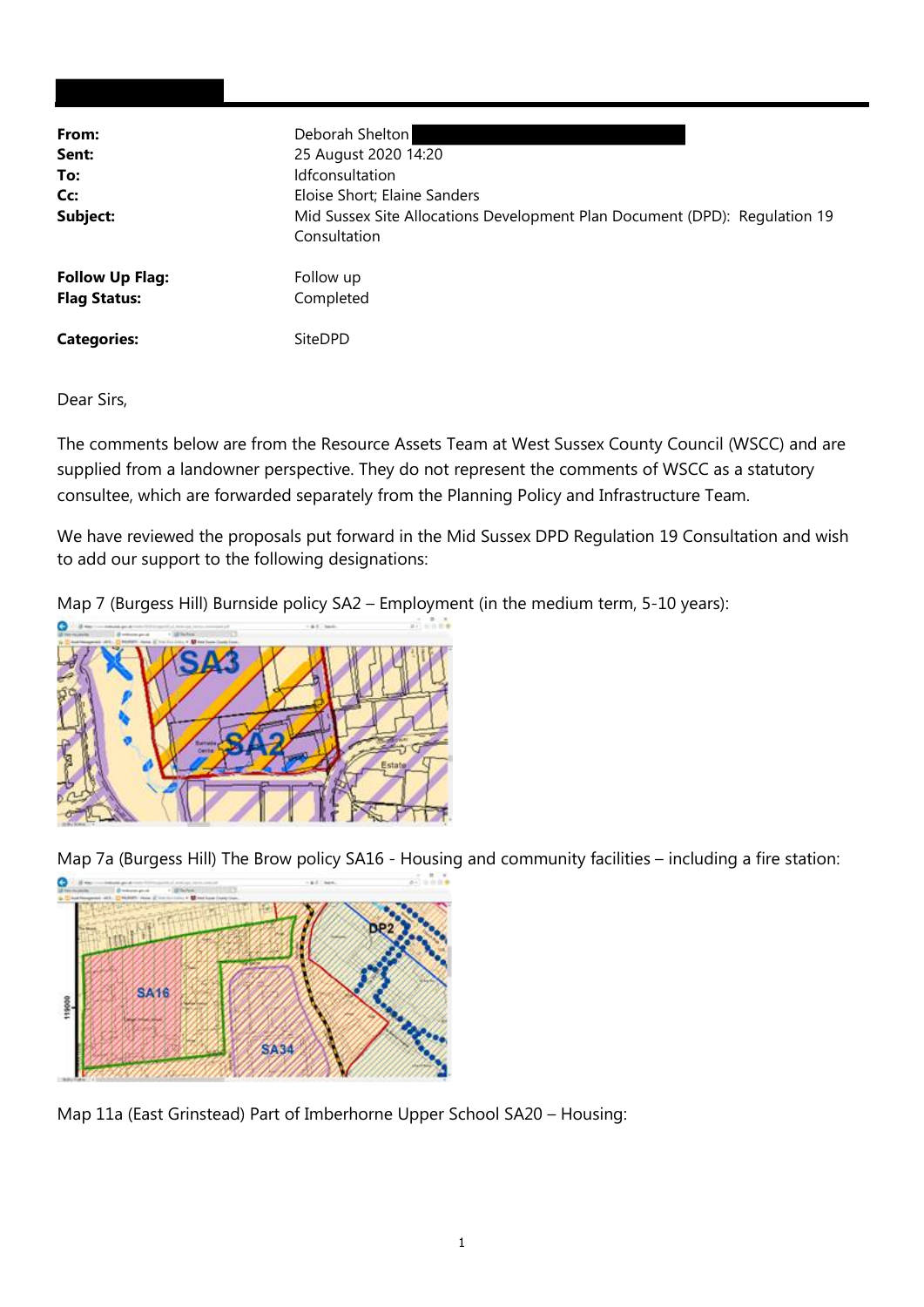| | |
|---|---|
| **From:** | Deborah Shelton |
| **Sent:** | 25 August 2020 14:20 |
| **To:** | ldfconsultation |
| **Cc:** | Eloise Short; Elaine Sanders |
| **Subject:** | Mid Sussex Site Allocations Development Plan Document (DPD): Regulation 19 Consultation |
| | |
| **Follow Up Flag:** | Follow up |
| **Flag Status:** | Completed |
| | |
| **Categories:** | SiteDPD |

Dear Sirs,

The comments below are from the Resource Assets Team at West Sussex County Council (WSCC) and are supplied from a landowner perspective. They do not represent the comments of WSCC as a statutory consultee, which are forwarded separately from the Planning Policy and Infrastructure Team.

We have reviewed the proposals put forward in the Mid Sussex DPD Regulation 19 Consultation and wish to add our support to the following designations:

Map 7 (Burgess Hill) Burnside policy SA2 – Employment (in the medium term, 5-10 years):

Map 7a (Burgess Hill) The Brow policy SA16 - Housing and community facilities – including a fire station:

Map 11a (East Grinstead) Part of Imberhorne Upper School SA20 – Housing: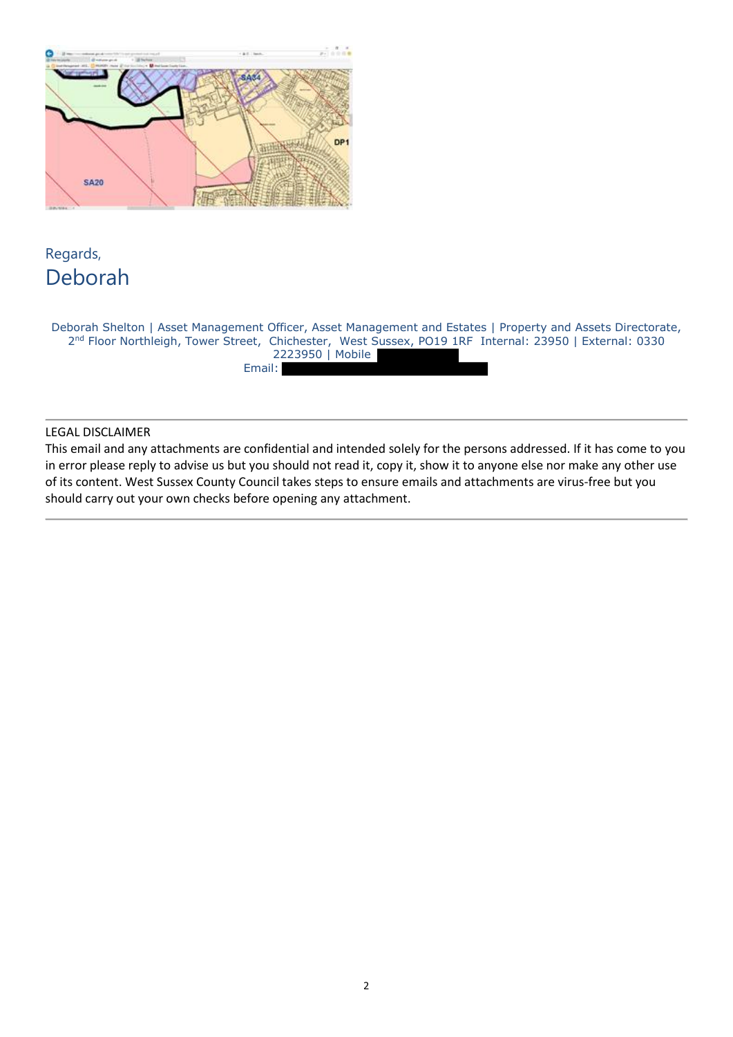SA34

DP1

SA20

Regards,

Deborah

Deborah Shelton | Asset Management Officer, Asset Management and Estates | Property and Assets Directorate, 2nd Floor Northleigh, Tower Street, Chichester, West Sussex, PO19 1RF Internal: 23950 | External: 0330 2223950 | Mobile 
Email: 

LEGAL DISCLAIMER

This email and any attachments are confidential and intended solely for the persons addressed. If it has come to you in error please reply to advise us but you should not read it, copy it, show it to anyone else nor make any other use of its content. West Sussex County Council takes steps to ensure emails and attachments are virus-free but you should carry out your own checks before opening any attachment.